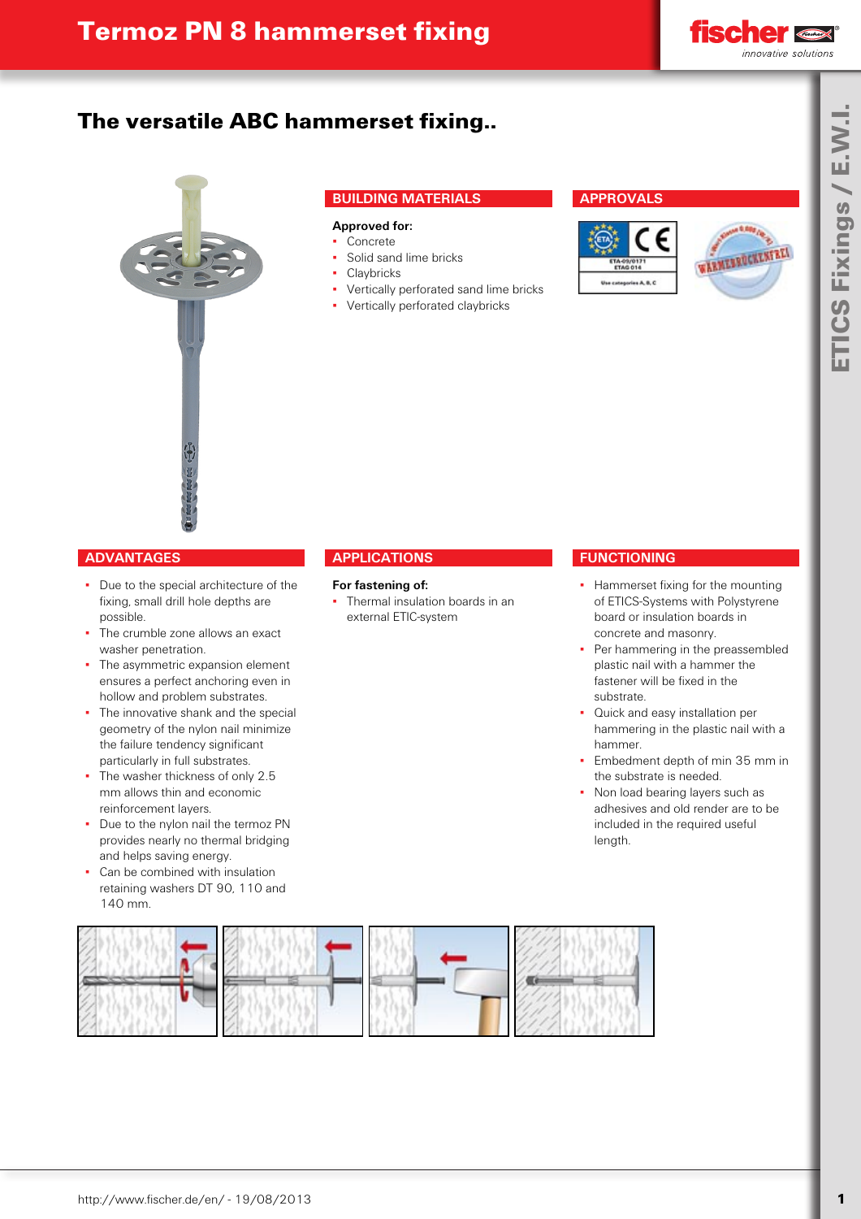# Termoz PN 8 hammerset fixing

## The versatile ABC hammerset fixing..

### BUILDING MATERIALS

**Approved for:**

- Concrete
- Solid sand lime bricks
- Claybricks
- Vertically perforated sand lime bricks
- Vertically perforated claybricks

### APPROVALS

### ADVANTAGES

- Due to the special architecture of the fixing, small drill hole depths are possible.
- The crumble zone allows an exact washer penetration.
- The asymmetric expansion element ensures a perfect anchoring even in hollow and problem substrates.
- The innovative shank and the special geometry of the nylon nail minimize the failure tendency significant particularly in full substrates.
- The washer thickness of only 2.5 mm allows thin and economic reinforcement layers.
- Due to the nylon nail the termoz PN provides nearly no thermal bridging and helps saving energy.
- Can be combined with insulation retaining washers DT 90, 110 and 140 mm.

### APPLICATIONS

**For fastening of:**

- Thermal insulation boards in an external ETIC-system

### FUNCTIONING

- Hammerset fixing for the mounting of ETICS-Systems with Polystyrene board or insulation boards in concrete and masonry.
- Per hammering in the preassembled plastic nail with a hammer the fastener will be fixed in the substrate.
- Quick and easy installation per hammering in the plastic nail with a hammer.
- Embedment depth of min 35 mm in the substrate is needed.
- Non load bearing layers such as adhesives and old render are to be included in the required useful length.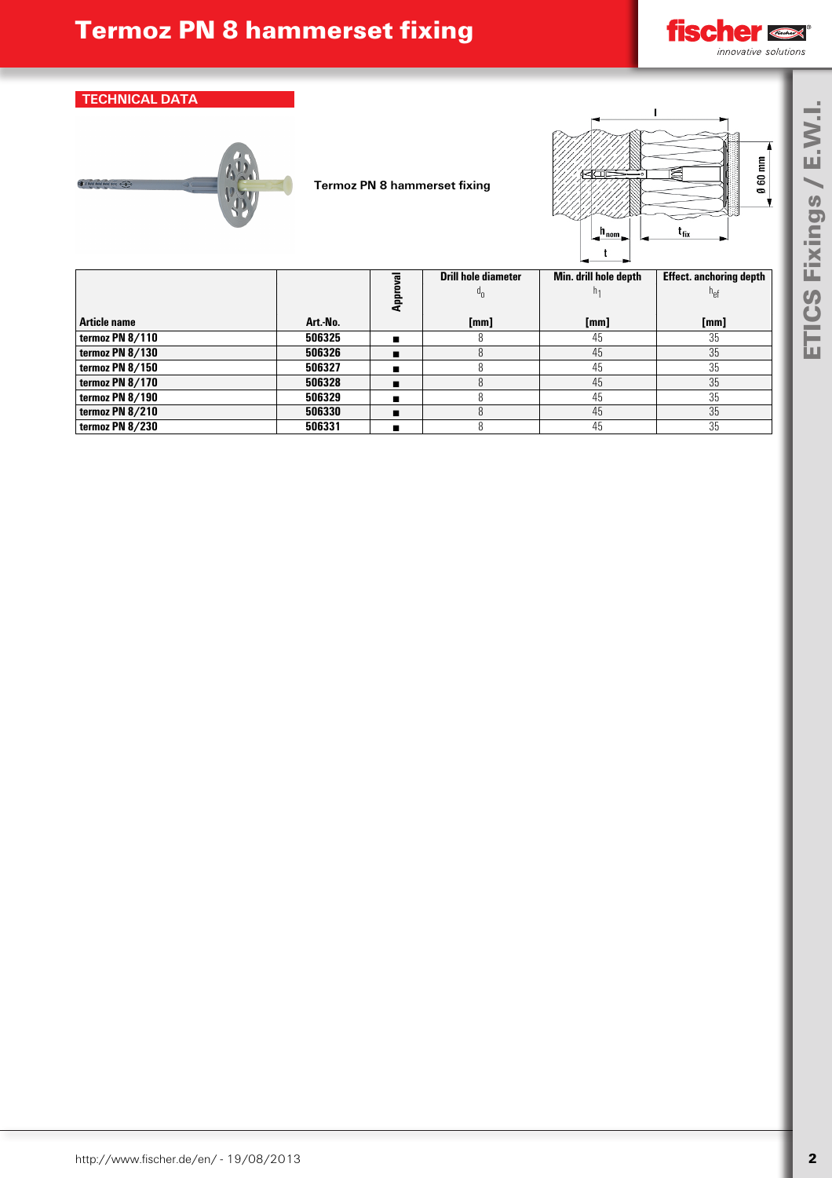# Termoz PN 8 hammerset fixing

## TECHNICAL DATA

**Termoz PN 8 hammerset fixing**

l

Ø 60 mm

$h_{nom}$

$t_{fix}$

t

| Article name | Art.-No. | Approval | Drill hole diameter $d_0$ [mm] | Min. drill hole depth $h_1$ [mm] | Effect. anchoring depth $h_{ef}$ [mm] |
|---|---|---|---|---|---|
| **termoz PN 8/110** | **506325** | ■ | 8 | 45 | 35 |
| **termoz PN 8/130** | **506326** | ■ | 8 | 45 | 35 |
| **termoz PN 8/150** | **506327** | ■ | 8 | 45 | 35 |
| **termoz PN 8/170** | **506328** | ■ | 8 | 45 | 35 |
| **termoz PN 8/190** | **506329** | ■ | 8 | 45 | 35 |
| **termoz PN 8/210** | **506330** | ■ | 8 | 45 | 35 |
| **termoz PN 8/230** | **506331** | ■ | 8 | 45 | 35 |